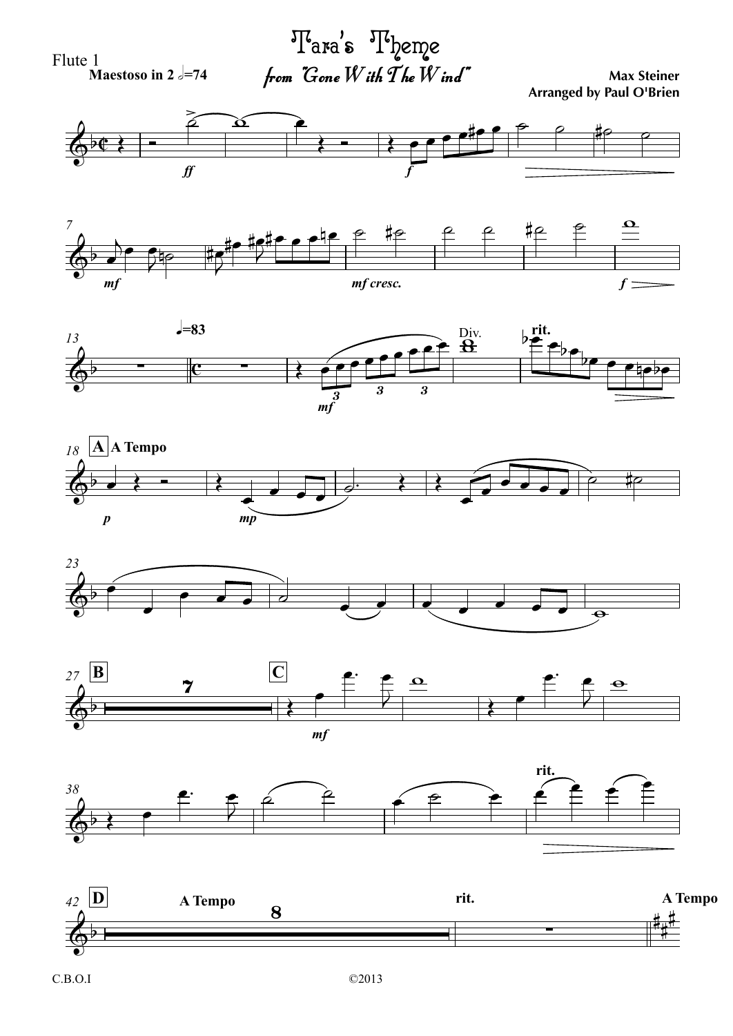Flute 1

# Tara's Theme

*from "Gone With The Wind"*

**Max Steiner**
**Arranged by Paul O'Brien**

**Maestoso in 2** 𝅗𝅥=74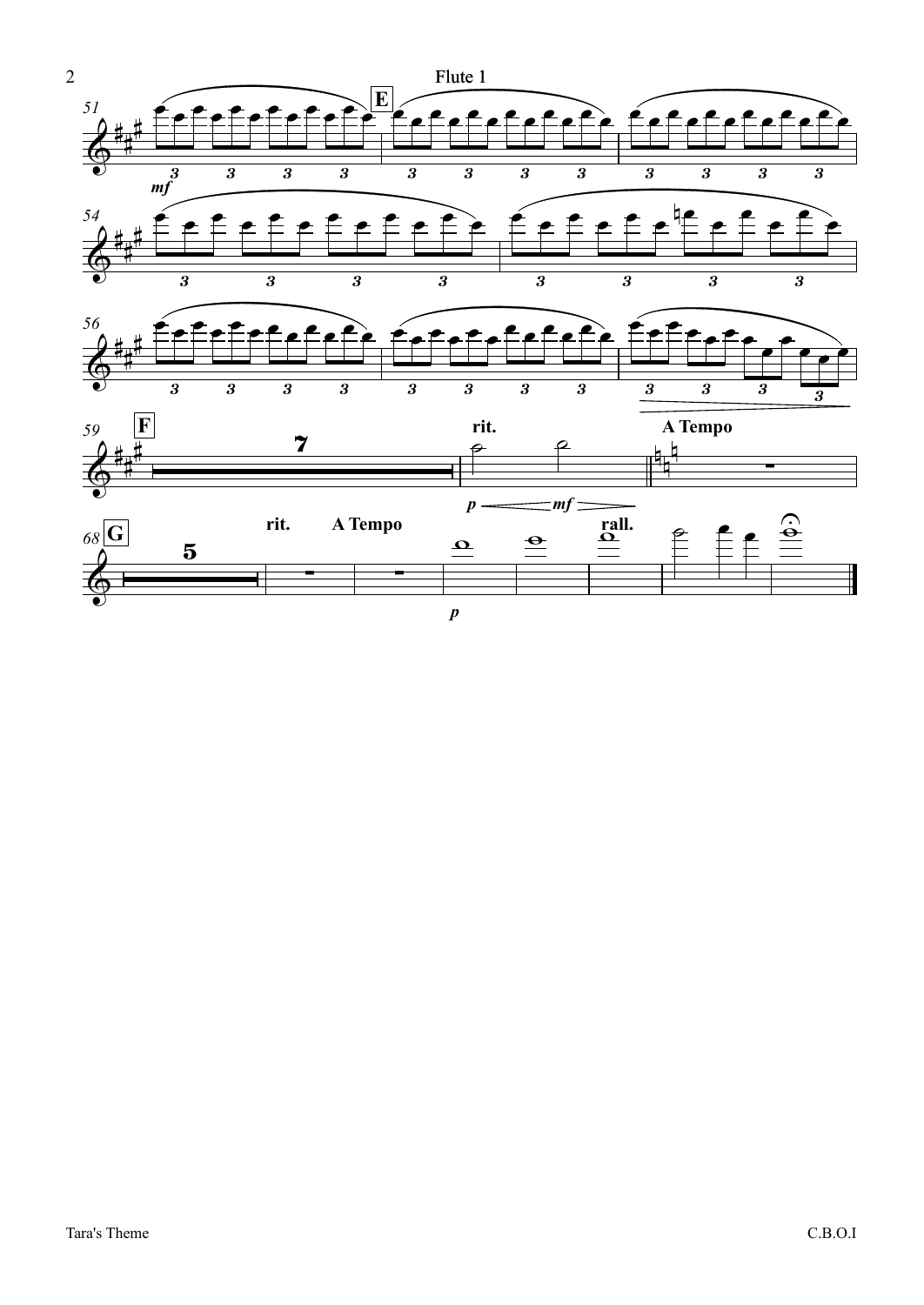51 E

*mf*

54

56

59 F 7 rit. A Tempo

*p* *mf*

68 G 5 rit. A Tempo rall.

*p*